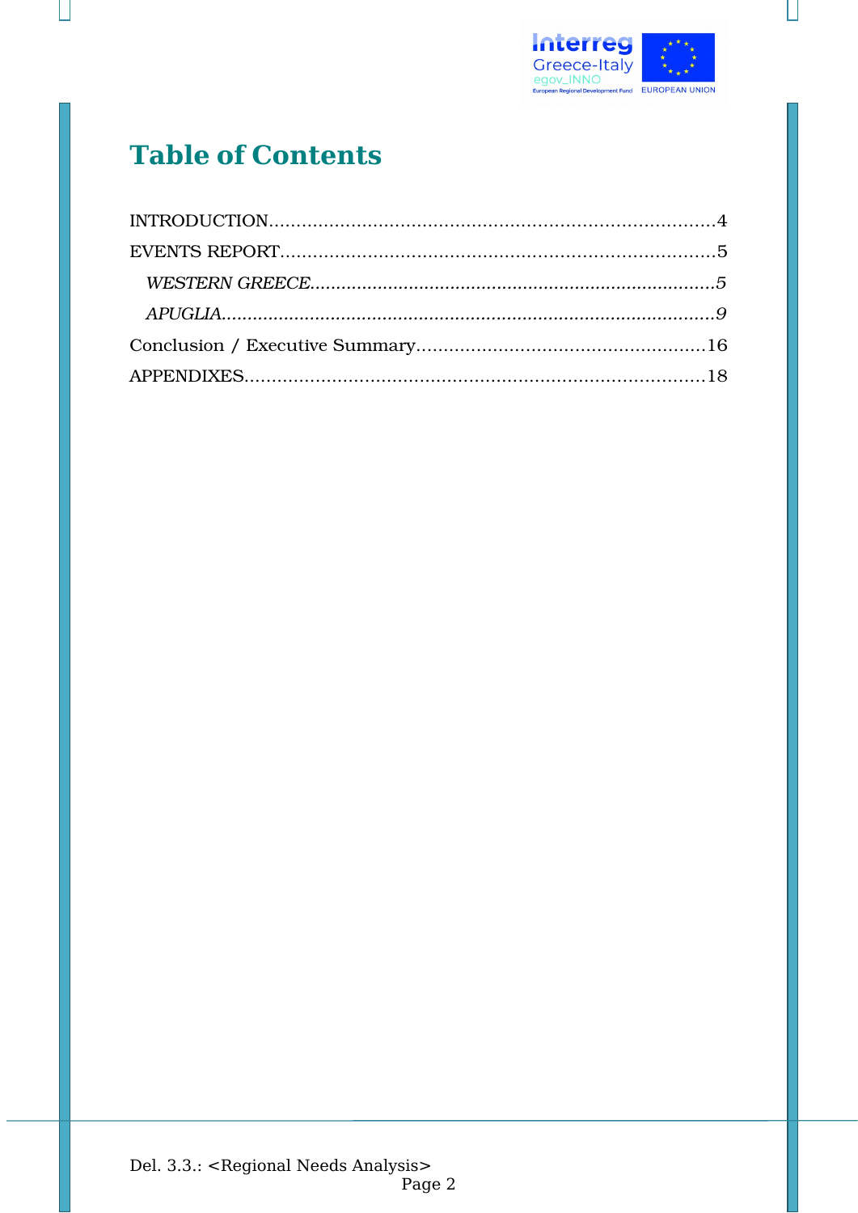# Table of Contents

INTRODUCTION.....................................................................................4

EVENTS REPORT.................................................................................5

*WESTERN GREECE.............................................................................5*

*APUGLIA...............................................................................................9*

Conclusion / Executive Summary.....................................................16

APPENDIXES.....................................................................................18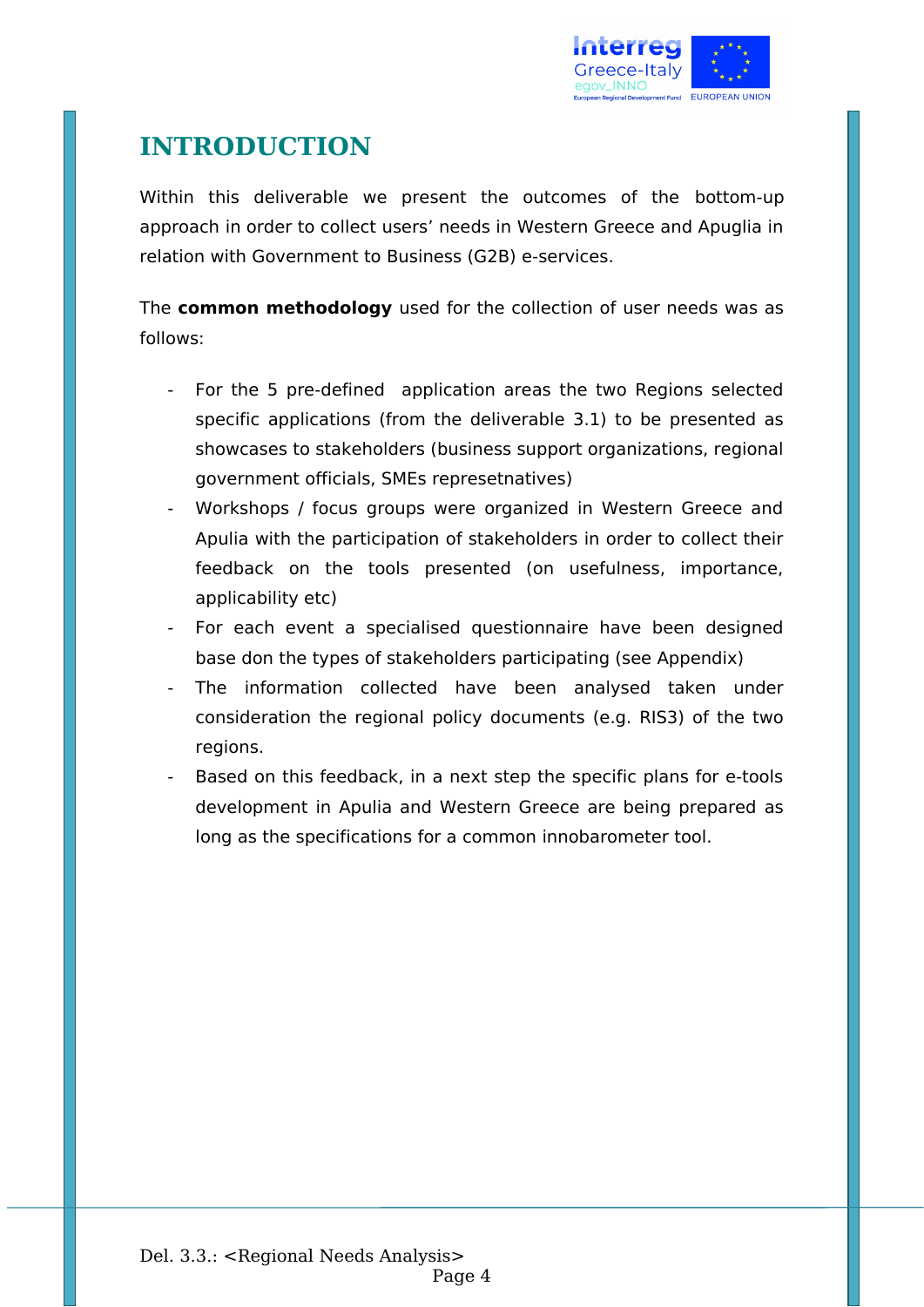# INTRODUCTION

Within this deliverable we present the outcomes of the bottom-up approach in order to collect users' needs in Western Greece and Apuglia in relation with Government to Business (G2B) e-services.

The **common methodology** used for the collection of user needs was as follows:

- For the 5 pre-defined application areas the two Regions selected specific applications (from the deliverable 3.1) to be presented as showcases to stakeholders (business support organizations, regional government officials, SMEs represetnatives)
- Workshops / focus groups were organized in Western Greece and Apulia with the participation of stakeholders in order to collect their feedback on the tools presented (on usefulness, importance, applicability etc)
- For each event a specialised questionnaire have been designed base don the types of stakeholders participating (see Appendix)
- The information collected have been analysed taken under consideration the regional policy documents (e.g. RIS3) of the two regions.
- Based on this feedback, in a next step the specific plans for e-tools development in Apulia and Western Greece are being prepared as long as the specifications for a common innobarometer tool.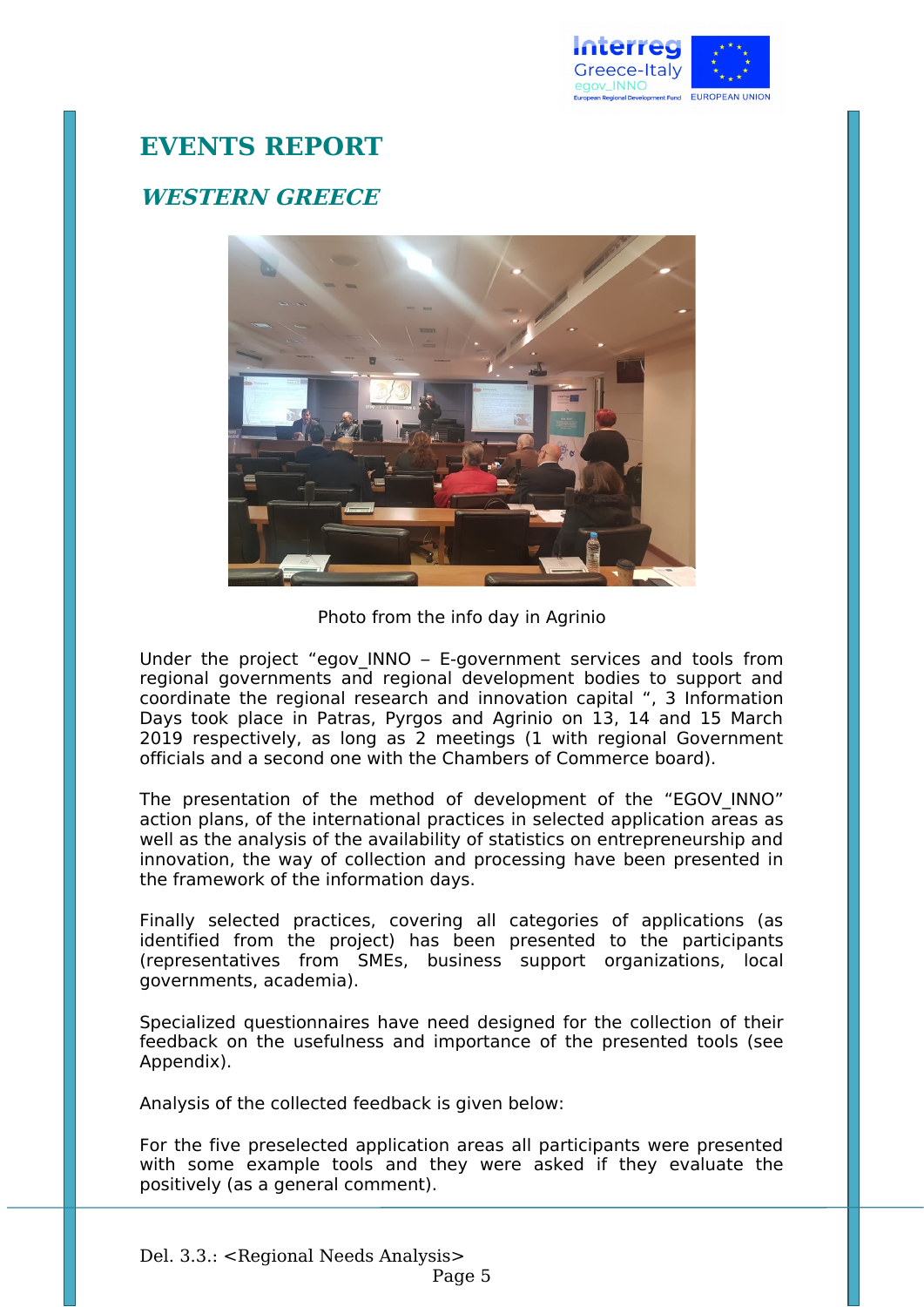# EVENTS REPORT

## *WESTERN GREECE*

Photo from the info day in Agrinio

Under the project "egov_INNO – E-government services and tools from regional governments and regional development bodies to support and coordinate the regional research and innovation capital ", 3 Information Days took place in Patras, Pyrgos and Agrinio on 13, 14 and 15 March 2019 respectively, as long as 2 meetings (1 with regional Government officials and a second one with the Chambers of Commerce board).

The presentation of the method of development of the "EGOV_INNO" action plans, of the international practices in selected application areas as well as the analysis of the availability of statistics on entrepreneurship and innovation, the way of collection and processing have been presented in the framework of the information days.

Finally selected practices, covering all categories of applications (as identified from the project) has been presented to the participants (representatives from SMEs, business support organizations, local governments, academia).

Specialized questionnaires have need designed for the collection of their feedback on the usefulness and importance of the presented tools (see Appendix).

Analysis of the collected feedback is given below:

For the five preselected application areas all participants were presented with some example tools and they were asked if they evaluate the positively (as a general comment).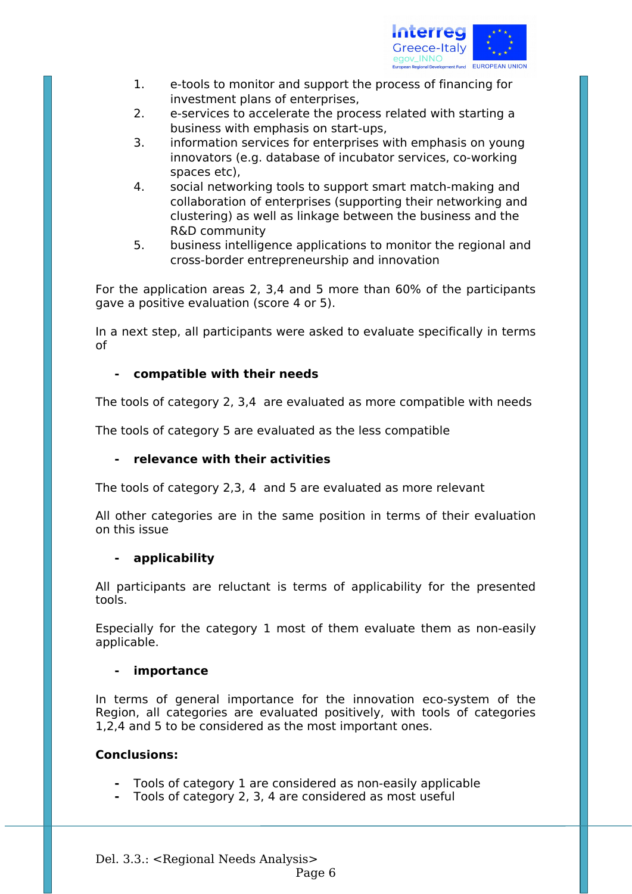1. e-tools to monitor and support the process of financing for investment plans of enterprises,
2. e-services to accelerate the process related with starting a business with emphasis on start-ups,
3. information services for enterprises with emphasis on young innovators (e.g. database of incubator services, co-working spaces etc),
4. social networking tools to support smart match-making and collaboration of enterprises (supporting their networking and clustering) as well as linkage between the business and the R&D community
5. business intelligence applications to monitor the regional and cross-border entrepreneurship and innovation

For the application areas 2, 3,4 and 5 more than 60% of the participants gave a positive evaluation (score 4 or 5).

In a next step, all participants were asked to evaluate specifically in terms of

- **compatible with their needs**

The tools of category 2, 3,4 are evaluated as more compatible with needs

The tools of category 5 are evaluated as the less compatible

- **relevance with their activities**

The tools of category 2,3, 4 and 5 are evaluated as more relevant

All other categories are in the same position in terms of their evaluation on this issue

- **applicability**

All participants are reluctant is terms of applicability for the presented tools.

Especially for the category 1 most of them evaluate them as non-easily applicable.

- **importance**

In terms of general importance for the innovation eco-system of the Region, all categories are evaluated positively, with tools of categories 1,2,4 and 5 to be considered as the most important ones.

**Conclusions:**

- Tools of category 1 are considered as non-easily applicable
- Tools of category 2, 3, 4 are considered as most useful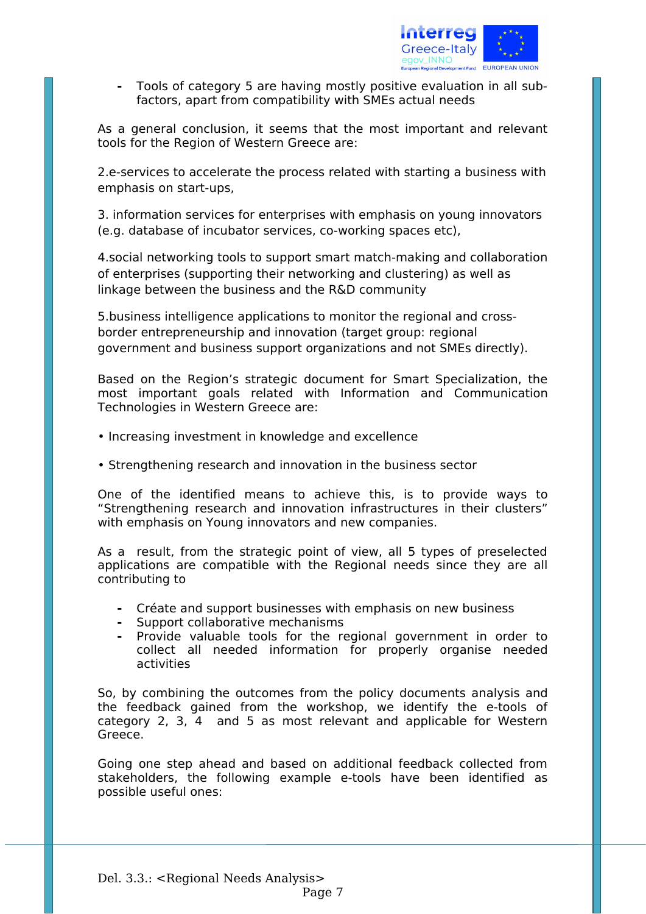- Tools of category 5 are having mostly positive evaluation in all sub-factors, apart from compatibility with SMEs actual needs

As a general conclusion, it seems that the most important and relevant tools for the Region of Western Greece are:

2.e-services to accelerate the process related with starting a business with emphasis on start-ups,

3. information services for enterprises with emphasis on young innovators (e.g. database of incubator services, co-working spaces etc),

4.social networking tools to support smart match-making and collaboration of enterprises (supporting their networking and clustering) as well as linkage between the business and the R&D community

5.business intelligence applications to monitor the regional and cross-border entrepreneurship and innovation (target group: regional government and business support organizations and not SMEs directly).

Based on the Region's strategic document for Smart Specialization, the most important goals related with Information and Communication Technologies in Western Greece are:

• Increasing investment in knowledge and excellence

• Strengthening research and innovation in the business sector

One of the identified means to achieve this, is to provide ways to "Strengthening research and innovation infrastructures in their clusters" with emphasis on Young innovators and new companies.

As a result, from the strategic point of view, all 5 types of preselected applications are compatible with the Regional needs since they are all contributing to

- Créate and support businesses with emphasis on new business
- Support collaborative mechanisms
- Provide valuable tools for the regional government in order to collect all needed information for properly organise needed activities

So, by combining the outcomes from the policy documents analysis and the feedback gained from the workshop, we identify the e-tools of category 2, 3, 4 and 5 as most relevant and applicable for Western Greece.

Going one step ahead and based on additional feedback collected from stakeholders, the following example e-tools have been identified as possible useful ones: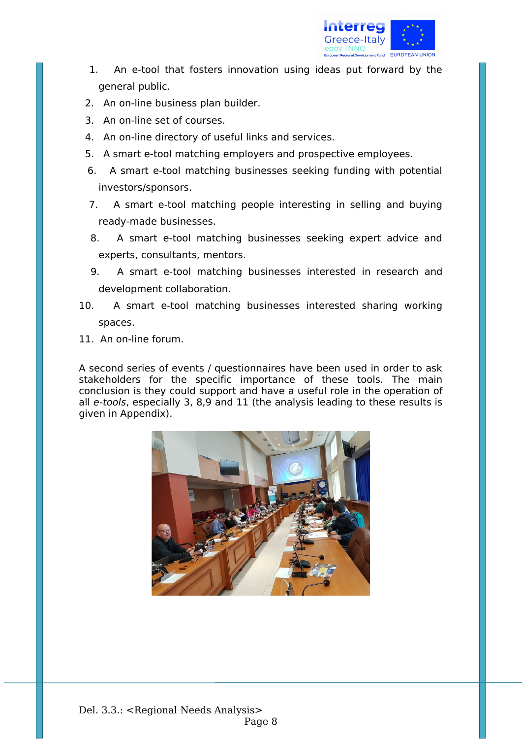1. An e-tool that fosters innovation using ideas put forward by the general public.
2. An on-line business plan builder.
3. An on-line set of courses.
4. An on-line directory of useful links and services.
5. A smart e-tool matching employers and prospective employees.
6. A smart e-tool matching businesses seeking funding with potential investors/sponsors.
7. A smart e-tool matching people interesting in selling and buying ready-made businesses.
8. A smart e-tool matching businesses seeking expert advice and experts, consultants, mentors.
9. A smart e-tool matching businesses interested in research and development collaboration.
10. A smart e-tool matching businesses interested sharing working spaces.
11. An on-line forum.

A second series of events / questionnaires have been used in order to ask stakeholders for the specific importance of these tools. The main conclusion is they could support and have a useful role in the operation of all *e-tools*, especially 3, 8,9 and 11 (the analysis leading to these results is given in Appendix).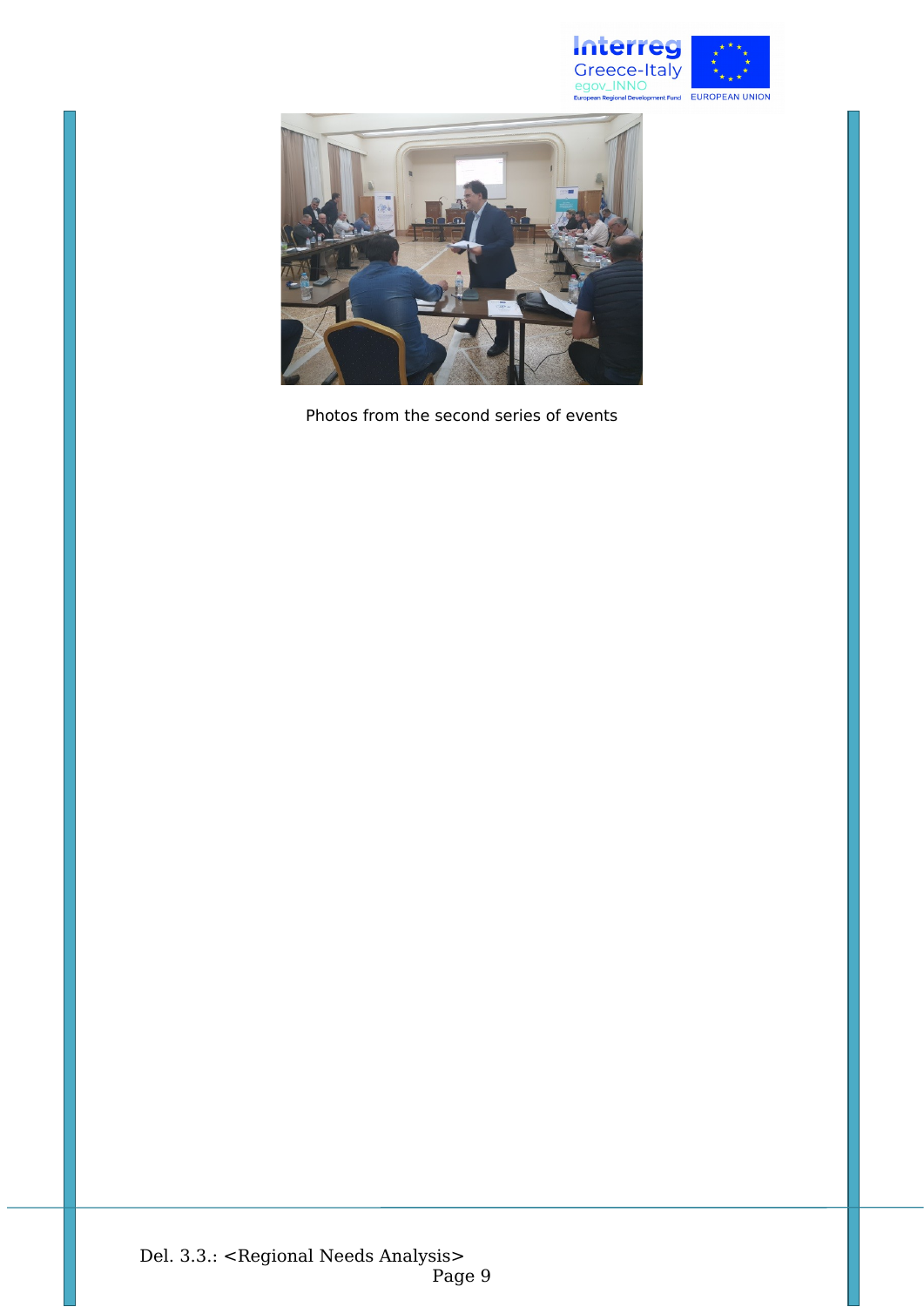Photos from the second series of events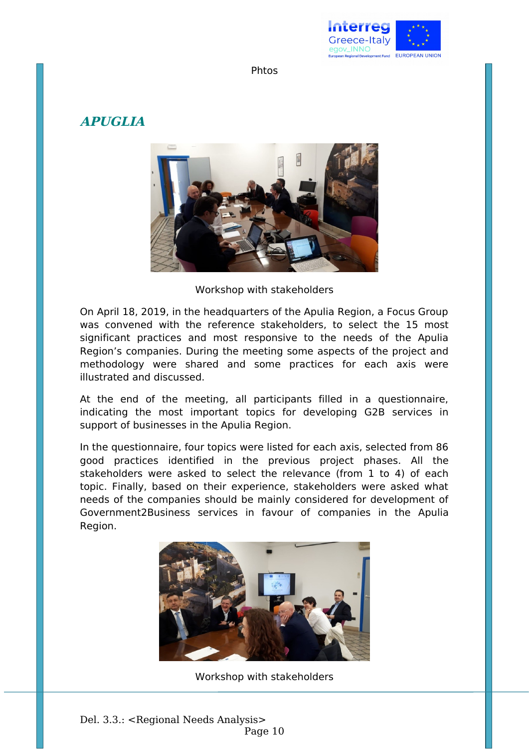Phtos

## APUGLIA

Workshop with stakeholders

On April 18, 2019, in the headquarters of the Apulia Region, a Focus Group was convened with the reference stakeholders, to select the 15 most significant practices and most responsive to the needs of the Apulia Region's companies. During the meeting some aspects of the project and methodology were shared and some practices for each axis were illustrated and discussed.

At the end of the meeting, all participants filled in a questionnaire, indicating the most important topics for developing G2B services in support of businesses in the Apulia Region.

In the questionnaire, four topics were listed for each axis, selected from 86 good practices identified in the previous project phases. All the stakeholders were asked to select the relevance (from 1 to 4) of each topic. Finally, based on their experience, stakeholders were asked what needs of the companies should be mainly considered for development of Government2Business services in favour of companies in the Apulia Region.

Workshop with stakeholders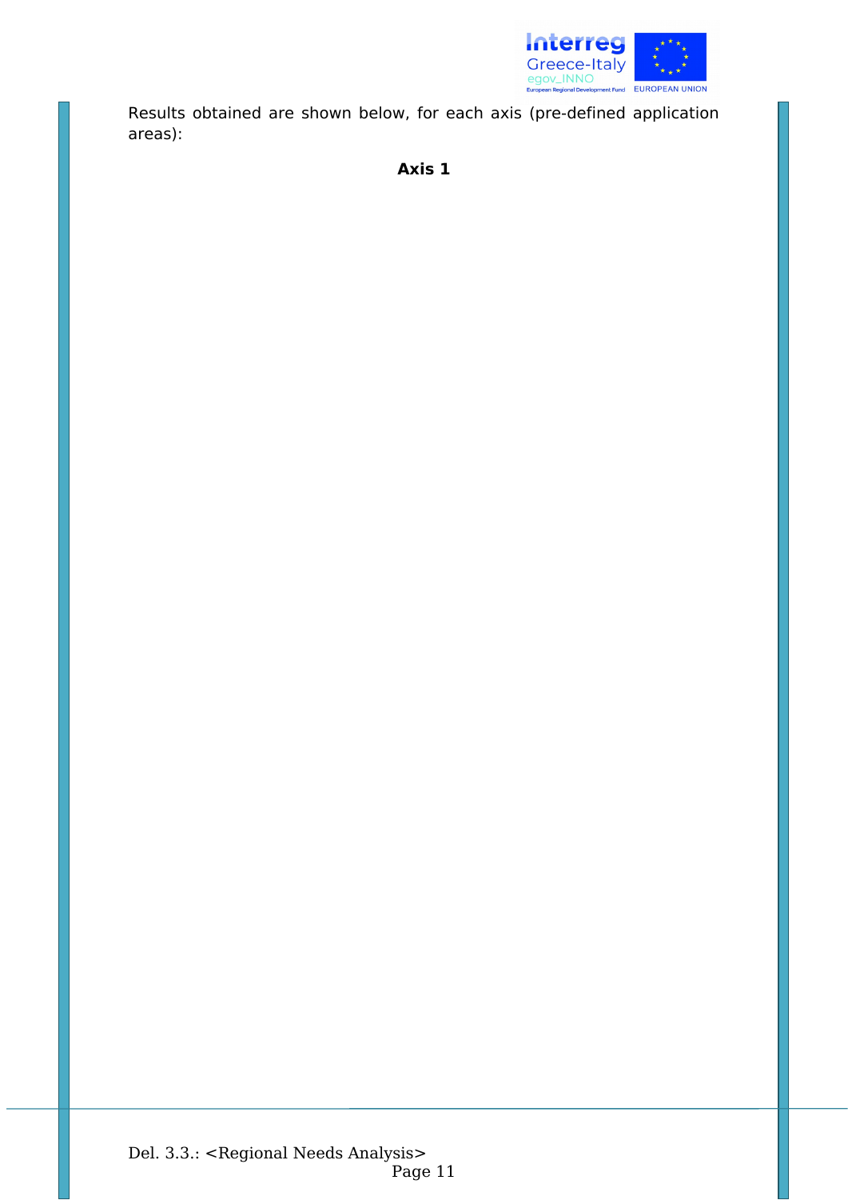Results obtained are shown below, for each axis (pre-defined application areas):

**Axis 1**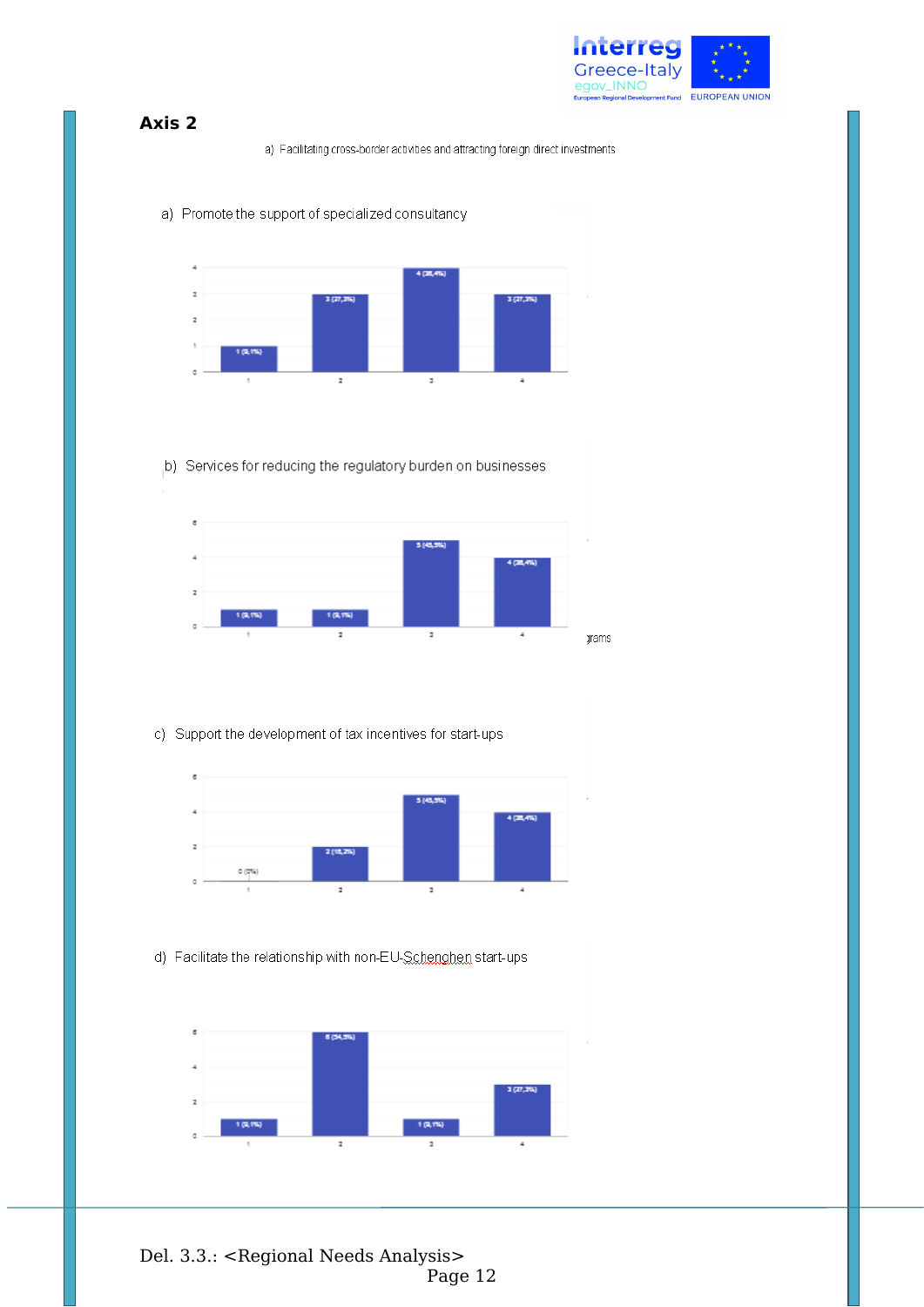## Axis 2

a) Facilitating cross-border activities and attracting foreign direct investments

a) Promote the support of specialized consultancy

| Rating | 1 | 2 | 3 | 4 |
|---|---|---|---|---|
| Responses | 1 (9,1%) | 3 (27,3%) | 4 (36,4%) | 3 (27,3%) |

b) Services for reducing the regulatory burden on businesses

| Rating | 1 | 2 | 3 | 4 |
|---|---|---|---|---|
| Responses | 1 (9,1%) | 1 (9,1%) | 5 (45,5%) | 4 (36,4%) |

c) Support the development of tax incentives for start-ups

| Rating | 1 | 2 | 3 | 4 |
|---|---|---|---|---|
| Responses | 0 (0%) | 2 (18,2%) | 5 (45,5%) | 4 (36,4%) |

d) Facilitate the relationship with non-EU-Schenghen start-ups

| Rating | 1 | 2 | 3 | 4 |
|---|---|---|---|---|
| Responses | 1 (9,1%) | 6 (54,5%) | 1 (9,1%) | 3 (27,3%) |

Del. 3.3.: <Regional Needs Analysis>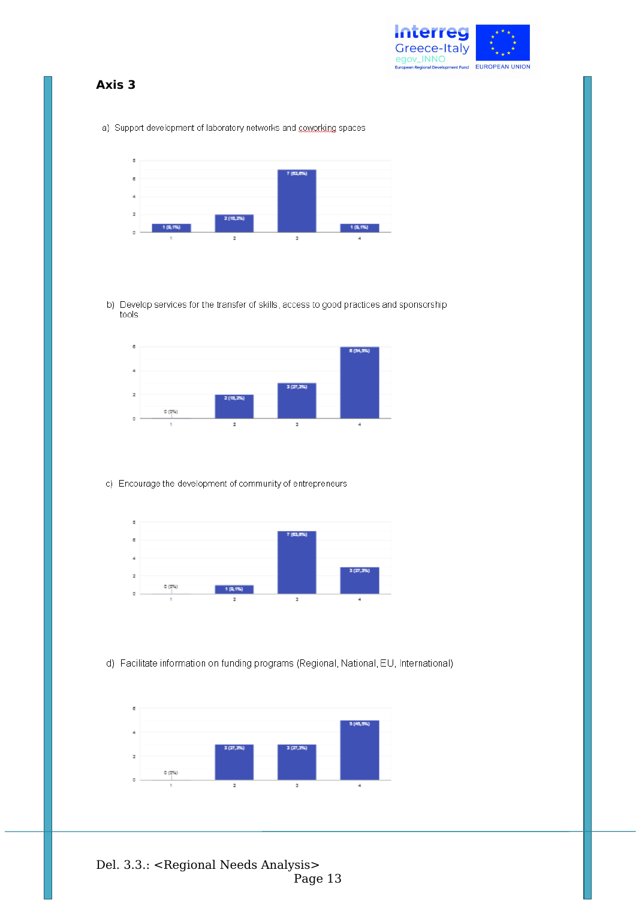**Axis 3**

a) Support development of laboratory networks and coworking spaces

| | 1 | 2 | 3 | 4 |
|---|---|---|---|---|
| Responses | 1 (9,1%) | 2 (18,2%) | 7 (63,6%) | 1 (9,1%) |

b) Develop services for the transfer of skills, access to good practices and sponsorship tools

| | 1 | 2 | 3 | 4 |
|---|---|---|---|---|
| Responses | 0 (0%) | 2 (18,2%) | 3 (27,3%) | 6 (54,5%) |

c) Encourage the development of community of entrepreneurs

| | 1 | 2 | 3 | 4 |
|---|---|---|---|---|
| Responses | 0 (0%) | 1 (9,1%) | 7 (63,6%) | 3 (27,3%) |

d) Facilitate information on funding programs (Regional, National, EU, International)

| | 1 | 2 | 3 | 4 |
|---|---|---|---|---|
| Responses | 0 (0%) | 3 (27,3%) | 3 (27,3%) | 5 (45,5%) |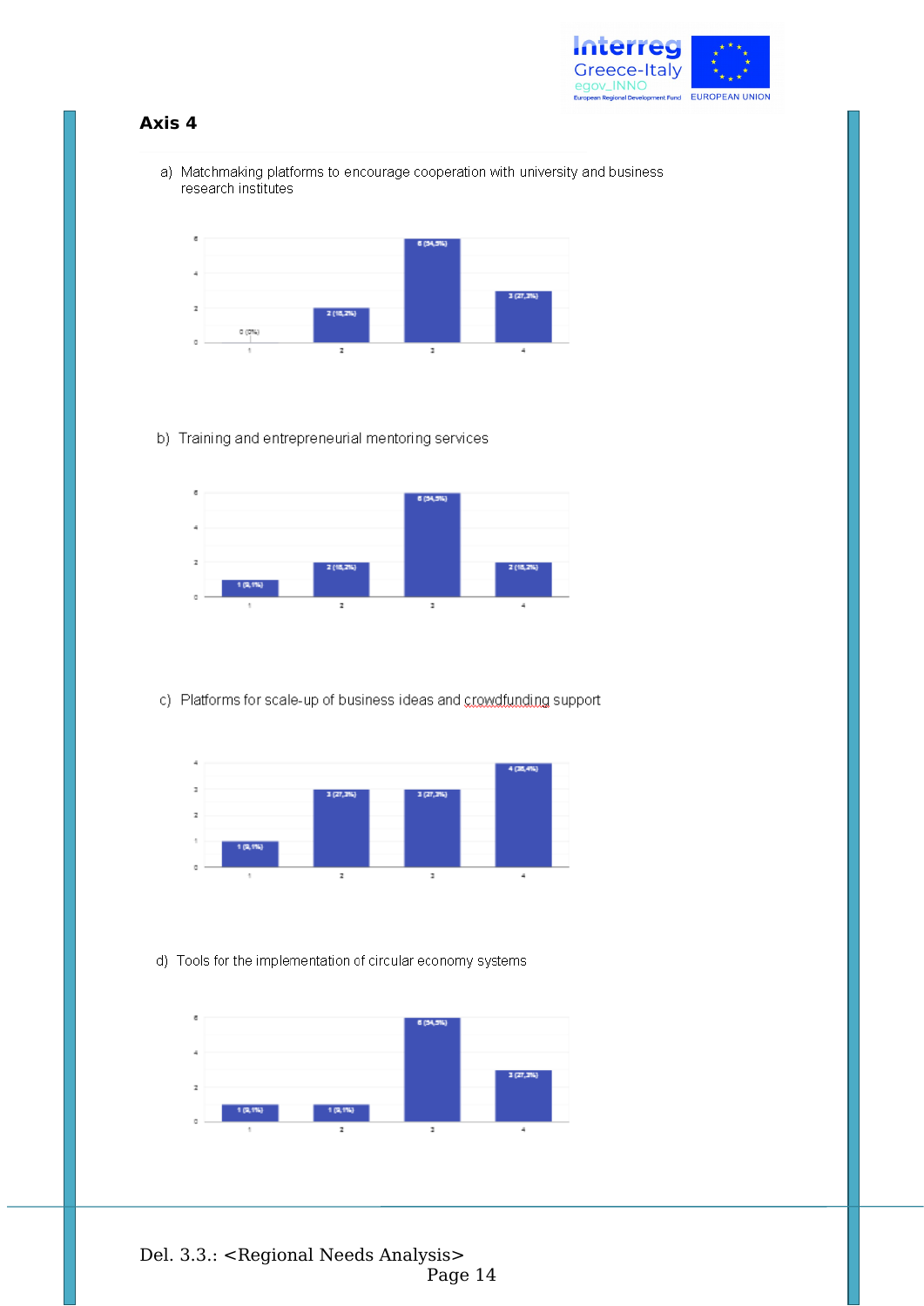## Axis 4

a) Matchmaking platforms to encourage cooperation with university and business research institutes

| Rating | Responses |
|---|---|
| 1 | 0 (0%) |
| 2 | 2 (18,2%) |
| 3 | 6 (54,5%) |
| 4 | 3 (27,3%) |

b) Training and entrepreneurial mentoring services

| Rating | Responses |
|---|---|
| 1 | 1 (9,1%) |
| 2 | 2 (18,2%) |
| 3 | 6 (54,5%) |
| 4 | 2 (18,2%) |

c) Platforms for scale-up of business ideas and crowdfunding support

| Rating | Responses |
|---|---|
| 1 | 1 (9,1%) |
| 2 | 3 (27,3%) |
| 3 | 3 (27,3%) |
| 4 | 4 (36,4%) |

d) Tools for the implementation of circular economy systems

| Rating | Responses |
|---|---|
| 1 | 1 (9,1%) |
| 2 | 1 (9,1%) |
| 3 | 6 (54,5%) |
| 4 | 3 (27,3%) |

Del. 3.3.: <Regional Needs Analysis>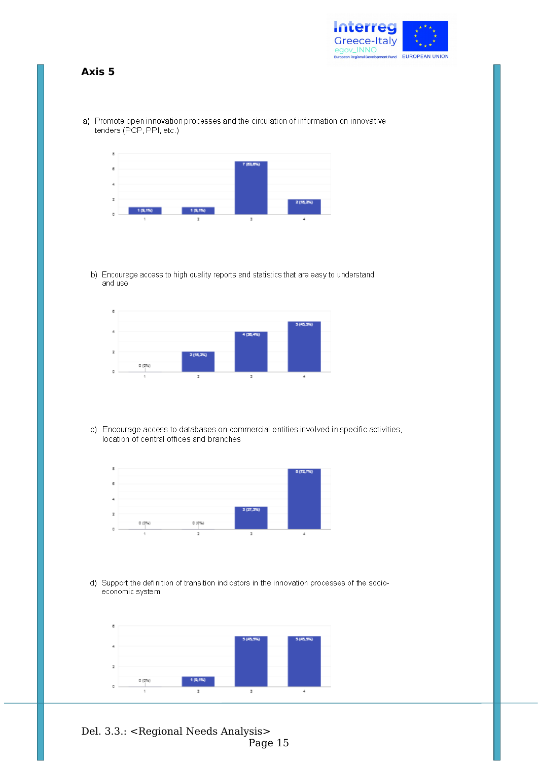### Axis 5

a) Promote open innovation processes and the circulation of information on innovative tenders (PCP, PPI, etc.)

| | 1 | 2 | 3 | 4 |
|---|---|---|---|---|
| Responses | 1 (9,1%) | 1 (9,1%) | 7 (63,6%) | 2 (18,2%) |

b) Encourage access to high quality reports and statistics that are easy to understand and use

| | 1 | 2 | 3 | 4 |
|---|---|---|---|---|
| Responses | 0 (0%) | 2 (18,2%) | 4 (36,4%) | 5 (45,5%) |

c) Encourage access to databases on commercial entities involved in specific activities, location of central offices and branches

| | 1 | 2 | 3 | 4 |
|---|---|---|---|---|
| Responses | 0 (0%) | 0 (0%) | 3 (27,3%) | 8 (72,7%) |

d) Support the definition of transition indicators in the innovation processes of the socio-economic system

| | 1 | 2 | 3 | 4 |
|---|---|---|---|---|
| Responses | 0 (0%) | 1 (9,1%) | 5 (45,5%) | 5 (45,5%) |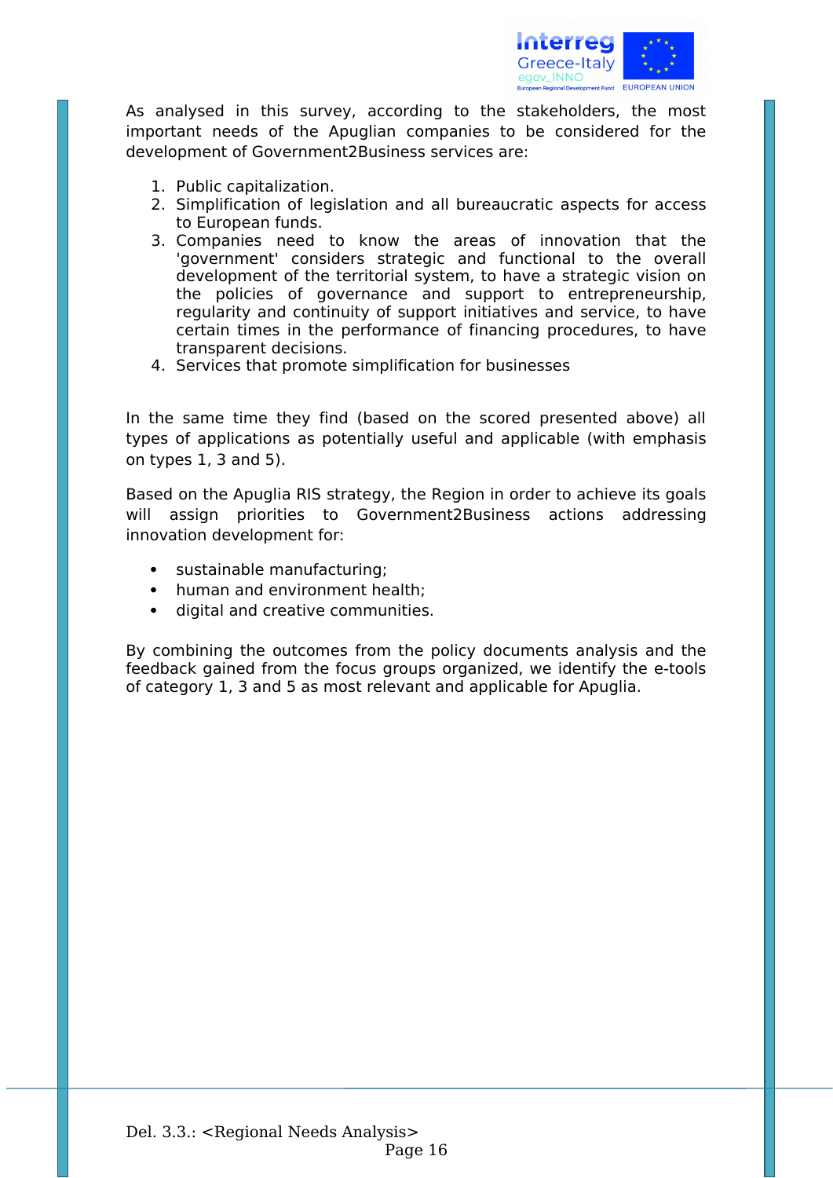As analysed in this survey, according to the stakeholders, the most important needs of the Apuglian companies to be considered for the development of Government2Business services are:

1. Public capitalization.
2. Simplification of legislation and all bureaucratic aspects for access to European funds.
3. Companies need to know the areas of innovation that the 'government' considers strategic and functional to the overall development of the territorial system, to have a strategic vision on the policies of governance and support to entrepreneurship, regularity and continuity of support initiatives and service, to have certain times in the performance of financing procedures, to have transparent decisions.
4. Services that promote simplification for businesses

In the same time they find (based on the scored presented above) all types of applications as potentially useful and applicable (with emphasis on types 1, 3 and 5).

Based on the Apuglia RIS strategy, the Region in order to achieve its goals will assign priorities to Government2Business actions addressing innovation development for:

- sustainable manufacturing;
- human and environment health;
- digital and creative communities.

By combining the outcomes from the policy documents analysis and the feedback gained from the focus groups organized, we identify the e-tools of category 1, 3 and 5 as most relevant and applicable for Apuglia.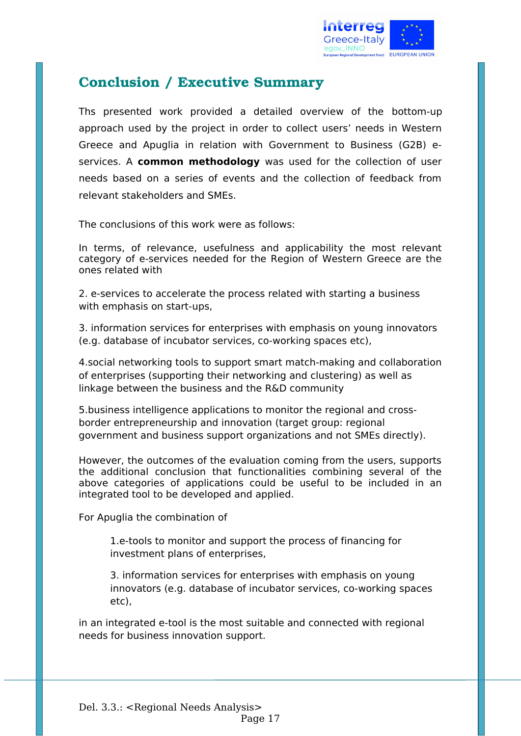## Conclusion / Executive Summary

Ths presented work provided a detailed overview of the bottom-up approach used by the project in order to collect users' needs in Western Greece and Apuglia in relation with Government to Business (G2B) e-services. A **common methodology** was used for the collection of user needs based on a series of events and the collection of feedback from relevant stakeholders and SMEs.

The conclusions of this work were as follows:

In terms, of relevance, usefulness and applicability the most relevant category of e-services needed for the Region of Western Greece are the ones related with

2. e-services to accelerate the process related with starting a business with emphasis on start-ups,

3. information services for enterprises with emphasis on young innovators (e.g. database of incubator services, co-working spaces etc),

4.social networking tools to support smart match-making and collaboration of enterprises (supporting their networking and clustering) as well as linkage between the business and the R&D community

5.business intelligence applications to monitor the regional and cross-border entrepreneurship and innovation (target group: regional government and business support organizations and not SMEs directly).

However, the outcomes of the evaluation coming from the users, supports the additional conclusion that functionalities combining several of the above categories of applications could be useful to be included in an integrated tool to be developed and applied.

For Apuglia the combination of

> 1.e-tools to monitor and support the process of financing for investment plans of enterprises,
>
> 3. information services for enterprises with emphasis on young innovators (e.g. database of incubator services, co-working spaces etc),

in an integrated e-tool is the most suitable and connected with regional needs for business innovation support.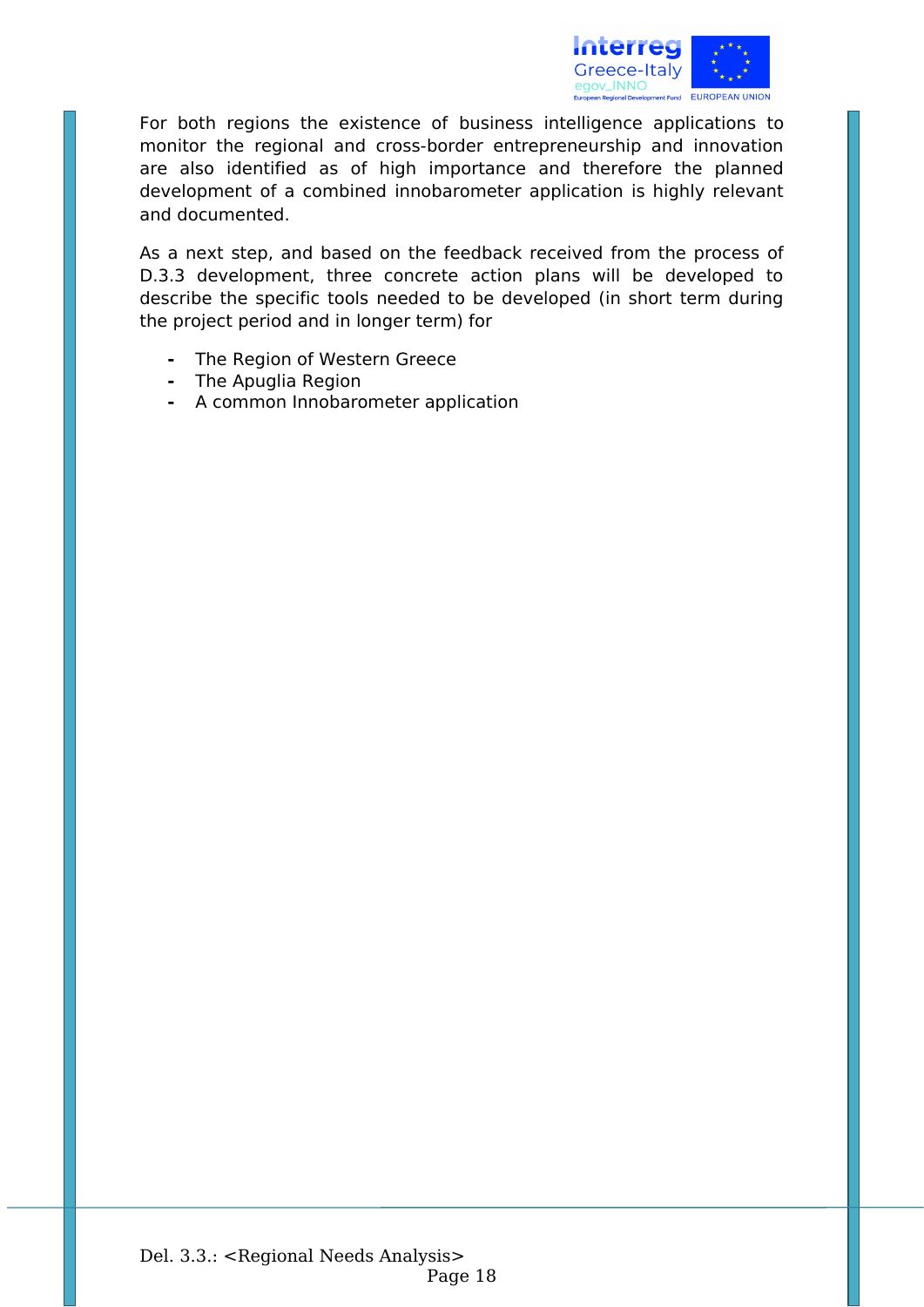For both regions the existence of business intelligence applications to monitor the regional and cross-border entrepreneurship and innovation are also identified as of high importance and therefore the planned development of a combined innobarometer application is highly relevant and documented.

As a next step, and based on the feedback received from the process of D.3.3 development, three concrete action plans will be developed to describe the specific tools needed to be developed (in short term during the project period and in longer term) for

- The Region of Western Greece
- The Apuglia Region
- A common Innobarometer application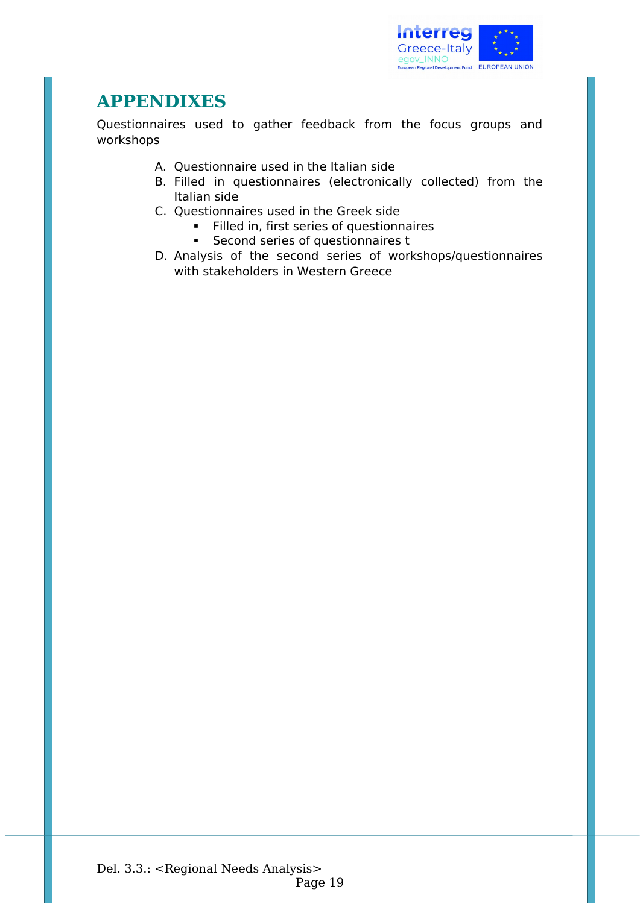# APPENDIXES

Questionnaires used to gather feedback from the focus groups and workshops

A. Questionnaire used in the Italian side
B. Filled in questionnaires (electronically collected) from the Italian side
C. Questionnaires used in the Greek side
    - Filled in, first series of questionnaires
    - Second series of questionnaires t
D. Analysis of the second series of workshops/questionnaires with stakeholders in Western Greece